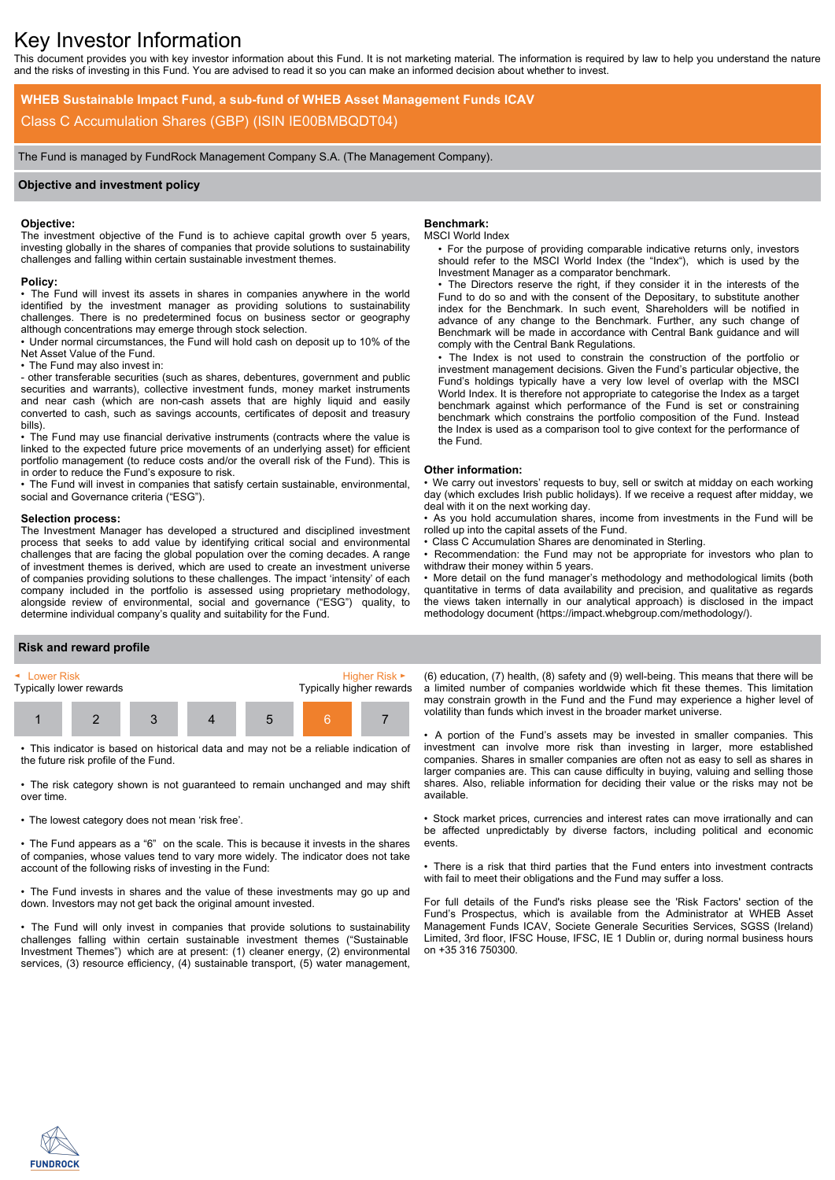# Key Investor Information

This document provides you with key investor information about this Fund. It is not marketing material. The information is required by law to help you understand the nature and the risks of investing in this Fund. You are advised to read it so you can make an informed decision about whether to invest.

**WHEB Sustainable Impact Fund, a sub-fund of WHEB Asset Management Funds ICAV**

Class C Accumulation Shares (GBP) (ISIN IE00BMBQDT04)

The Fund is managed by FundRock Management Company S.A. (The Management Company).

## Objective and investment policy

**Objective:**
The investment objective of the Fund is to achieve capital growth over 5 years, investing globally in the shares of companies that provide solutions to sustainability challenges and falling within certain sustainable investment themes.

**Policy:**
- The Fund will invest its assets in shares in companies anywhere in the world identified by the investment manager as providing solutions to sustainability challenges. There is no predetermined focus on business sector or geography although concentrations may emerge through stock selection.
- Under normal circumstances, the Fund will hold cash on deposit up to 10% of the Net Asset Value of the Fund.
- The Fund may also invest in:
  - other transferable securities (such as shares, debentures, government and public securities and warrants), collective investment funds, money market instruments and near cash (which are non-cash assets that are highly liquid and easily converted to cash, such as savings accounts, certificates of deposit and treasury bills).
- The Fund may use financial derivative instruments (contracts where the value is linked to the expected future price movements of an underlying asset) for efficient portfolio management (to reduce costs and/or the overall risk of the Fund). This is in order to reduce the Fund's exposure to risk.
- The Fund will invest in companies that satisfy certain sustainable, environmental, social and Governance criteria ("ESG").

**Selection process:**
The Investment Manager has developed a structured and disciplined investment process that seeks to add value by identifying critical social and environmental challenges that are facing the global population over the coming decades. A range of investment themes is derived, which are used to create an investment universe of companies providing solutions to these challenges. The impact 'intensity' of each company included in the portfolio is assessed using proprietary methodology, alongside review of environmental, social and governance ("ESG") quality, to determine individual company's quality and suitability for the Fund.

**Benchmark:**
MSCI World Index
- For the purpose of providing comparable indicative returns only, investors should refer to the MSCI World Index (the "Index"), which is used by the Investment Manager as a comparator benchmark.
- The Directors reserve the right, if they consider it in the interests of the Fund to do so and with the consent of the Depositary, to substitute another index for the Benchmark. In such event, Shareholders will be notified in advance of any change to the Benchmark. Further, any such change of Benchmark will be made in accordance with Central Bank guidance and will comply with the Central Bank Regulations.
- The Index is not used to constrain the construction of the portfolio or investment management decisions. Given the Fund's particular objective, the Fund's holdings typically have a very low level of overlap with the MSCI World Index. It is therefore not appropriate to categorise the Index as a target benchmark against which performance of the Fund is set or constraining benchmark which constrains the portfolio composition of the Fund. Instead the Index is used as a comparison tool to give context for the performance of the Fund.

**Other information:**
- We carry out investors' requests to buy, sell or switch at midday on each working day (which excludes Irish public holidays). If we receive a request after midday, we deal with it on the next working day.
- As you hold accumulation shares, income from investments in the Fund will be rolled up into the capital assets of the Fund.
- Class C Accumulation Shares are denominated in Sterling.
- Recommendation: the Fund may not be appropriate for investors who plan to withdraw their money within 5 years.
- More detail on the fund manager's methodology and methodological limits (both quantitative in terms of data availability and precision, and qualitative as regards the views taken internally in our analytical approach) is disclosed in the impact methodology document (https://impact.whebgroup.com/methodology/).

## Risk and reward profile

Lower Risk — Typically lower rewards | Higher Risk — Typically higher rewards

| 1 | 2 | 3 | 4 | 5 | **6** | 7 |
|---|---|---|---|---|---|---|

- This indicator is based on historical data and may not be a reliable indication of the future risk profile of the Fund.
- The risk category shown is not guaranteed to remain unchanged and may shift over time.
- The lowest category does not mean 'risk free'.
- The Fund appears as a "6" on the scale. This is because it invests in the shares of companies, whose values tend to vary more widely. The indicator does not take account of the following risks of investing in the Fund:
- The Fund invests in shares and the value of these investments may go up and down. Investors may not get back the original amount invested.
- The Fund will only invest in companies that provide solutions to sustainability challenges falling within certain sustainable investment themes ("Sustainable Investment Themes") which are at present: (1) cleaner energy, (2) environmental services, (3) resource efficiency, (4) sustainable transport, (5) water management, (6) education, (7) health, (8) safety and (9) well-being. This means that there will be a limited number of companies worldwide which fit these themes. This limitation may constrain growth in the Fund and the Fund may experience a higher level of volatility than funds which invest in the broader market universe.
- A portion of the Fund's assets may be invested in smaller companies. This investment can involve more risk than investing in larger, more established companies. Shares in smaller companies are often not as easy to sell as shares in larger companies are. This can cause difficulty in buying, valuing and selling those shares. Also, reliable information for deciding their value or the risks may not be available.
- Stock market prices, currencies and interest rates can move irrationally and can be affected unpredictably by diverse factors, including political and economic events.
- There is a risk that third parties that the Fund enters into investment contracts with fail to meet their obligations and the Fund may suffer a loss.

For full details of the Fund's risks please see the 'Risk Factors' section of the Fund's Prospectus, which is available from the Administrator at WHEB Asset Management Funds ICAV, Societe Generale Securities Services, SGSS (Ireland) Limited, 3rd floor, IFSC House, IFSC, IE 1 Dublin or, during normal business hours on +35 316 750300.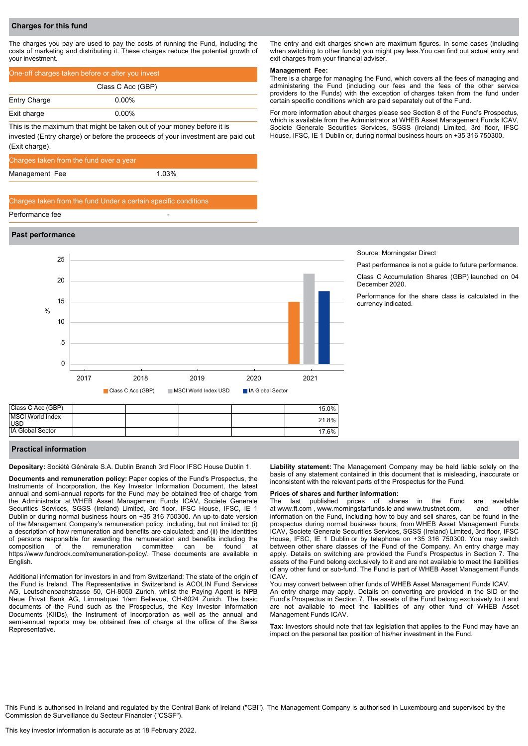## Charges for this fund

The charges you pay are used to pay the costs of running the Fund, including the costs of marketing and distributing it. These charges reduce the potential growth of your investment.

| One-off charges taken before or after you invest | |
|---|---|
| | Class C Acc (GBP) |
| Entry Charge | 0.00% |
| Exit charge | 0.00% |

This is the maximum that might be taken out of your money before it is invested (Entry charge) or before the proceeds of your investment are paid out (Exit charge).

| Charges taken from the fund over a year | |
|---|---|
| Management Fee | 1.03% |

| Charges taken from the fund Under a certain specific conditions | |
|---|---|
| Performance fee | - |

The entry and exit charges shown are maximum figures. In some cases (including when switching to other funds) you might pay less.You can find out actual entry and exit charges from your financial adviser.

**Management Fee:**
There is a charge for managing the Fund, which covers all the fees of managing and administering the Fund (including our fees and the fees of the other service providers to the Funds) with the exception of charges taken from the fund under certain specific conditions which are paid separately out of the Fund.

For more information about charges please see Section 8 of the Fund's Prospectus, which is available from the Administrator at WHEB Asset Management Funds ICAV, Societe Generale Securities Services, SGSS (Ireland) Limited, 3rd floor, IFSC House, IFSC, IE 1 Dublin or, during normal business hours on +35 316 750300.

## Past performance

25
20
15
%
10
5
0
2017 2018 2019 2020 2021
Class C Acc (GBP) MSCI World Index USD IA Global Sector

| | 2017 | 2018 | 2019 | 2020 | 2021 |
|---|---|---|---|---|---|
| Class C Acc (GBP) | | | | | 15.0% |
| MSCI World Index USD | | | | | 21.8% |
| IA Global Sector | | | | | 17.6% |

Source: Morningstar Direct

Past performance is not a guide to future performance.

Class C Accumulation Shares (GBP) launched on 04 December 2020.

Performance for the share class is calculated in the currency indicated.

## Practical information

**Depositary:** Société Générale S.A. Dublin Branch 3rd Floor IFSC House Dublin 1.

**Documents and remuneration policy:** Paper copies of the Fund's Prospectus, the Instruments of Incorporation, the Key Investor Information Document, the latest annual and semi-annual reports for the Fund may be obtained free of charge from the Administrator at WHEB Asset Management Funds ICAV, Societe Generale Securities Services, SGSS (Ireland) Limited, 3rd floor, IFSC House, IFSC, IE 1 Dublin or during normal business hours on +35 316 750300. An up-to-date version of the Management Company's remuneration policy, including, but not limited to: (i) a description of how remuneration and benefits are calculated; and (ii) the identities of persons responsible for awarding the remuneration and benefits including the composition of the remuneration committee can be found at https://www.fundrock.com/remuneration-policy/. These documents are available in English.

Additional information for investors in and from Switzerland: The state of the origin of the Fund is Ireland. The Representative in Switzerland is ACOLIN Fund Services AG, Leutschenbachstrasse 50, CH-8050 Zurich, whilst the Paying Agent is NPB Neue Privat Bank AG, Limmatquai 1/am Bellevue, CH-8024 Zurich. The basic documents of the Fund such as the Prospectus, the Key Investor Information Documents (KIIDs), the Instrument of Incorporation as well as the annual and semi-annual reports may be obtained free of charge at the office of the Swiss Representative.

**Liability statement:** The Management Company may be held liable solely on the basis of any statement contained in this document that is misleading, inaccurate or inconsistent with the relevant parts of the Prospectus for the Fund.

**Prices of shares and further information:**
The last published prices of shares in the Fund are available at www.ft.com , www.morningstarfunds.ie and www.trustnet.com, and other information on the Fund, including how to buy and sell shares, can be found in the prospectus during normal business hours, from WHEB Asset Management Funds ICAV, Societe Generale Securities Services, SGSS (Ireland) Limited, 3rd floor, IFSC House, IFSC, IE 1 Dublin or by telephone on +35 316 750300. You may switch between other share classes of the Fund of the Company. An entry charge may apply. Details on switching are provided the Fund's Prospectus in Section 7. The assets of the Fund belong exclusively to it and are not available to meet the liabilities of any other fund or sub-fund. The Fund is part of WHEB Asset Management Funds ICAV.
You may convert between other funds of WHEB Asset Management Funds ICAV. An entry charge may apply. Details on converting are provided in the SID or the Fund's Prospectus in Section 7. The assets of the Fund belong exclusively to it and are not available to meet the liabilities of any other fund of WHEB Asset Management Funds ICAV.

**Tax:** Investors should note that tax legislation that applies to the Fund may have an impact on the personal tax position of his/her investment in the Fund.

This Fund is authorised in Ireland and regulated by the Central Bank of Ireland ("CBI"). The Management Company is authorised in Luxembourg and supervised by the Commission de Surveillance du Secteur Financier ("CSSF").

This key investor information is accurate as at 18 February 2022.